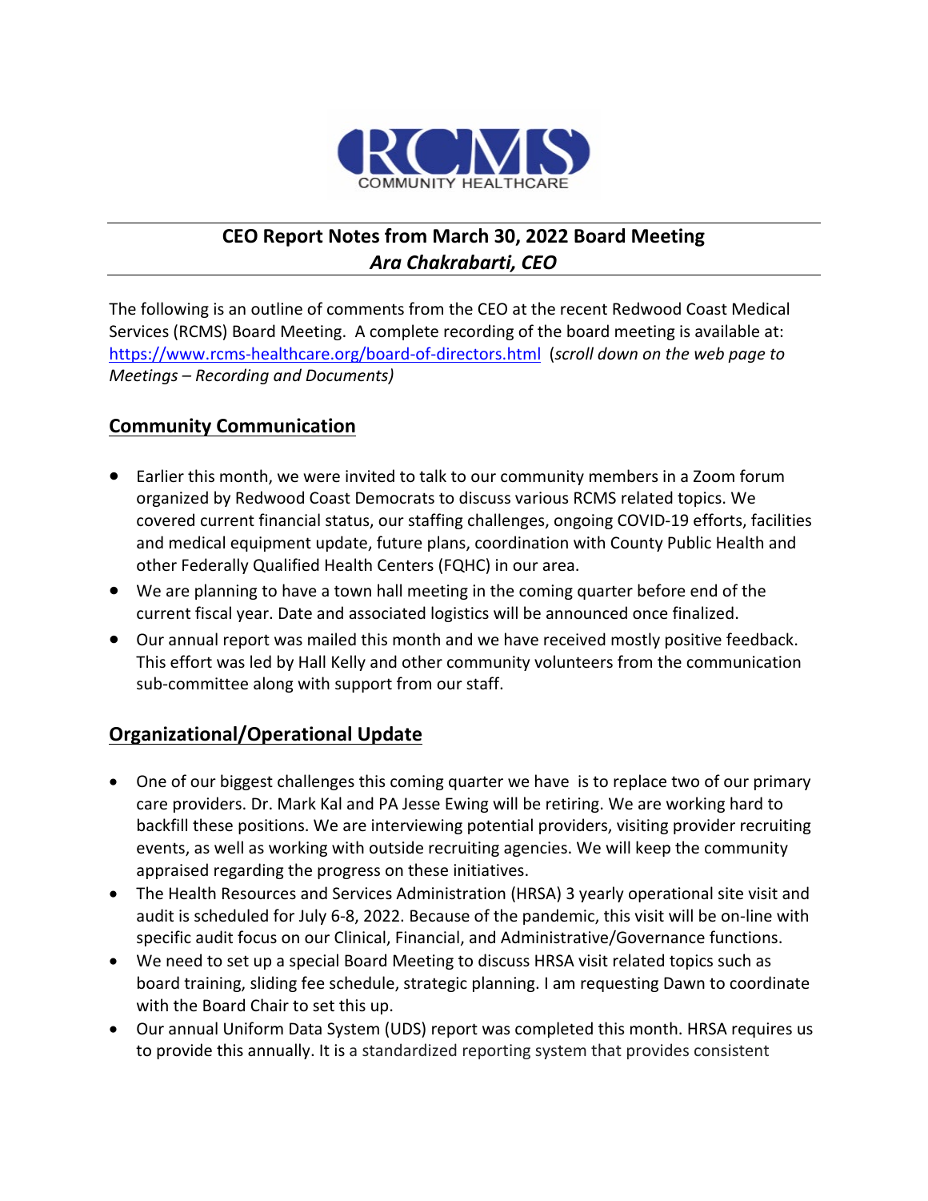**RCMS**
COMMUNITY HEALTHCARE

## CEO Report Notes from March 30, 2022 Board Meeting
### *Ara Chakrabarti, CEO*

The following is an outline of comments from the CEO at the recent Redwood Coast Medical Services (RCMS) Board Meeting. A complete recording of the board meeting is available at: https://www.rcms-healthcare.org/board-of-directors.html (*scroll down on the web page to Meetings – Recording and Documents)*

## Community Communication

- Earlier this month, we were invited to talk to our community members in a Zoom forum organized by Redwood Coast Democrats to discuss various RCMS related topics. We covered current financial status, our staffing challenges, ongoing COVID-19 efforts, facilities and medical equipment update, future plans, coordination with County Public Health and other Federally Qualified Health Centers (FQHC) in our area.
- We are planning to have a town hall meeting in the coming quarter before end of the current fiscal year. Date and associated logistics will be announced once finalized.
- Our annual report was mailed this month and we have received mostly positive feedback. This effort was led by Hall Kelly and other community volunteers from the communication sub-committee along with support from our staff.

## Organizational/Operational Update

- One of our biggest challenges this coming quarter we have is to replace two of our primary care providers. Dr. Mark Kal and PA Jesse Ewing will be retiring. We are working hard to backfill these positions. We are interviewing potential providers, visiting provider recruiting events, as well as working with outside recruiting agencies. We will keep the community appraised regarding the progress on these initiatives.
- The Health Resources and Services Administration (HRSA) 3 yearly operational site visit and audit is scheduled for July 6-8, 2022. Because of the pandemic, this visit will be on-line with specific audit focus on our Clinical, Financial, and Administrative/Governance functions.
- We need to set up a special Board Meeting to discuss HRSA visit related topics such as board training, sliding fee schedule, strategic planning. I am requesting Dawn to coordinate with the Board Chair to set this up.
- Our annual Uniform Data System (UDS) report was completed this month. HRSA requires us to provide this annually. It is a standardized reporting system that provides consistent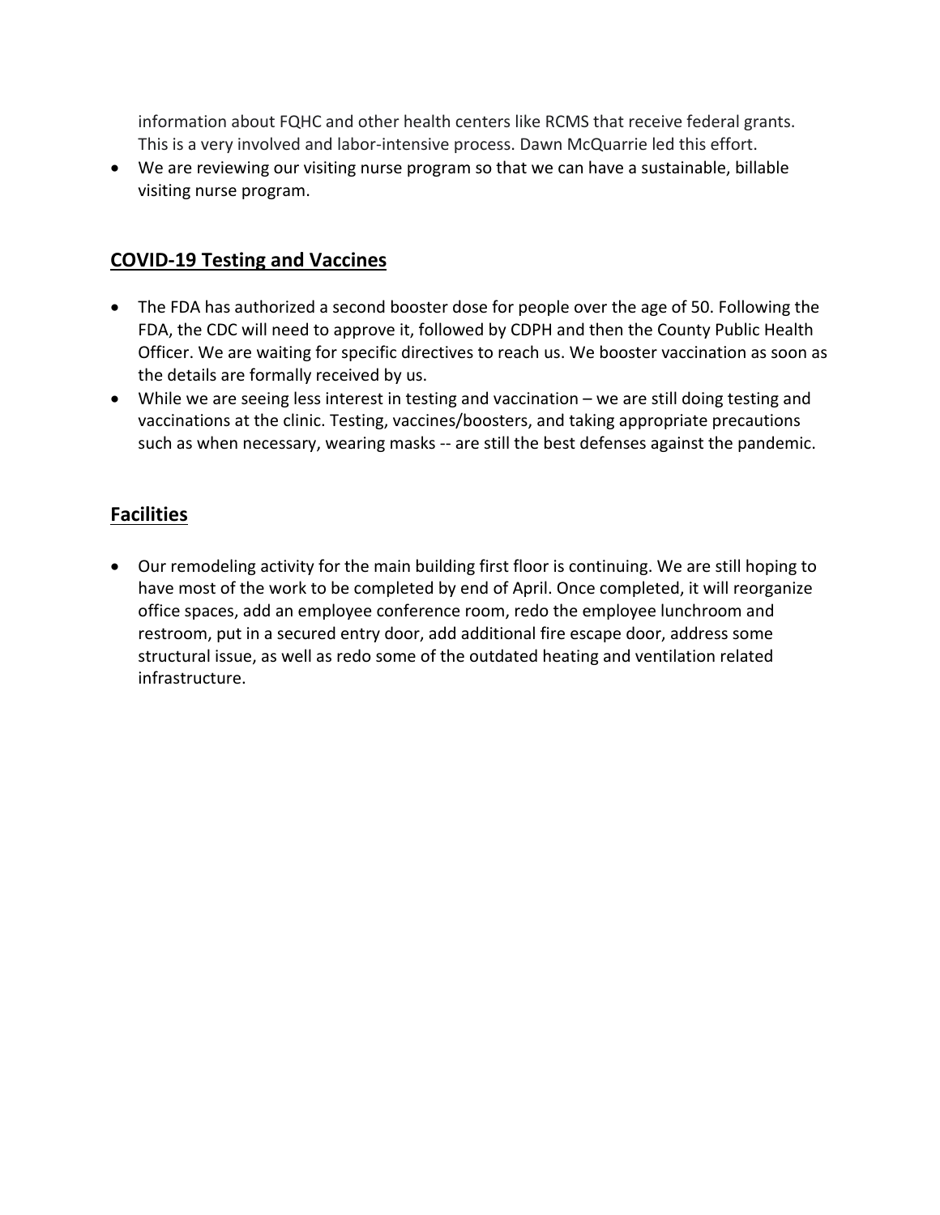information about FQHC and other health centers like RCMS that receive federal grants. This is a very involved and labor-intensive process. Dawn McQuarrie led this effort.

- We are reviewing our visiting nurse program so that we can have a sustainable, billable visiting nurse program.

## COVID-19 Testing and Vaccines

- The FDA has authorized a second booster dose for people over the age of 50. Following the FDA, the CDC will need to approve it, followed by CDPH and then the County Public Health Officer. We are waiting for specific directives to reach us. We booster vaccination as soon as the details are formally received by us.
- While we are seeing less interest in testing and vaccination – we are still doing testing and vaccinations at the clinic. Testing, vaccines/boosters, and taking appropriate precautions such as when necessary, wearing masks -- are still the best defenses against the pandemic.

## Facilities

- Our remodeling activity for the main building first floor is continuing. We are still hoping to have most of the work to be completed by end of April. Once completed, it will reorganize office spaces, add an employee conference room, redo the employee lunchroom and restroom, put in a secured entry door, add additional fire escape door, address some structural issue, as well as redo some of the outdated heating and ventilation related infrastructure.